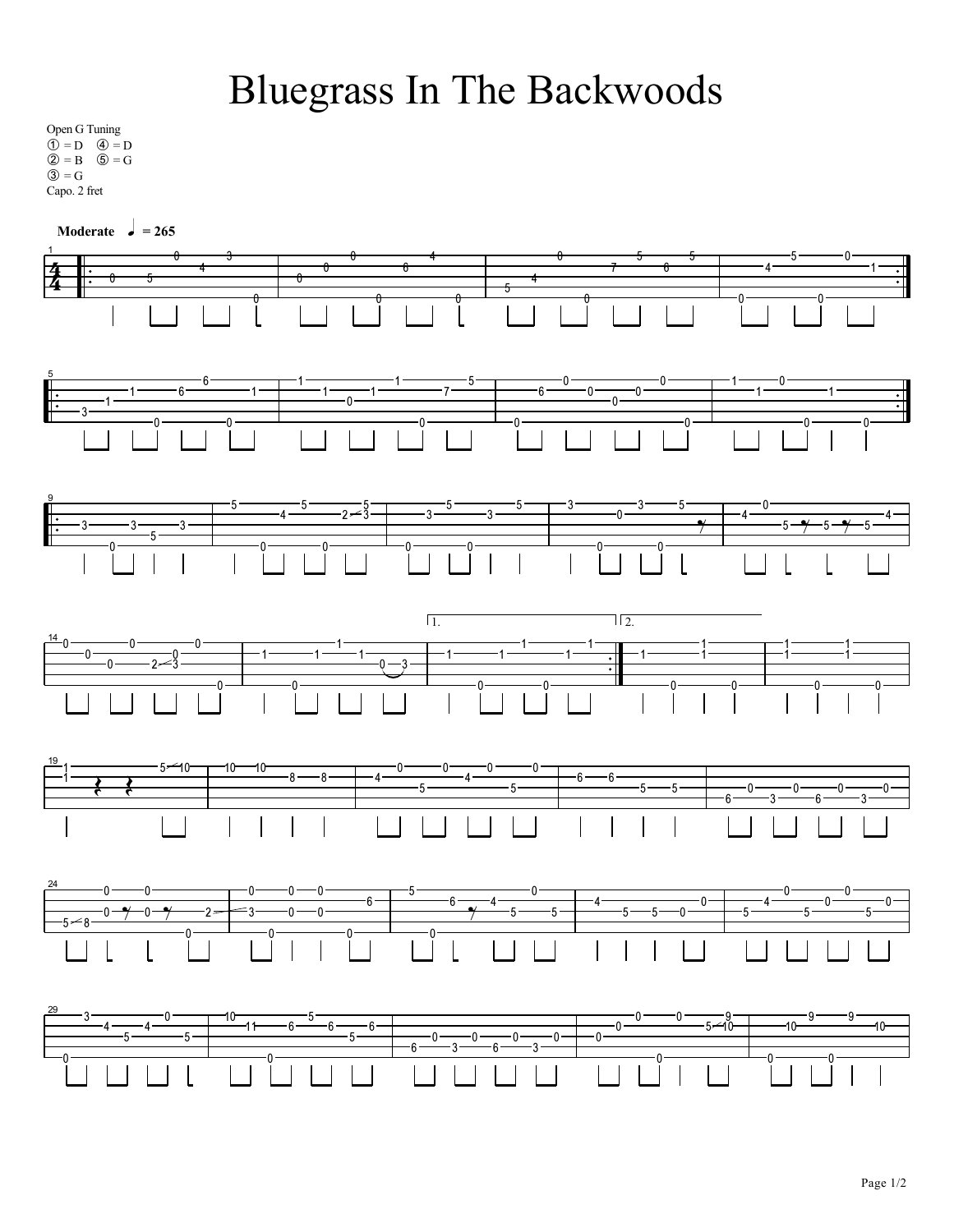# Bluegrass In The Backwoods

Open G Tuning
① = D ④ = D
② = B ⑤ = G
③ = G
Capo. 2 fret

**Moderate** ♩ = 265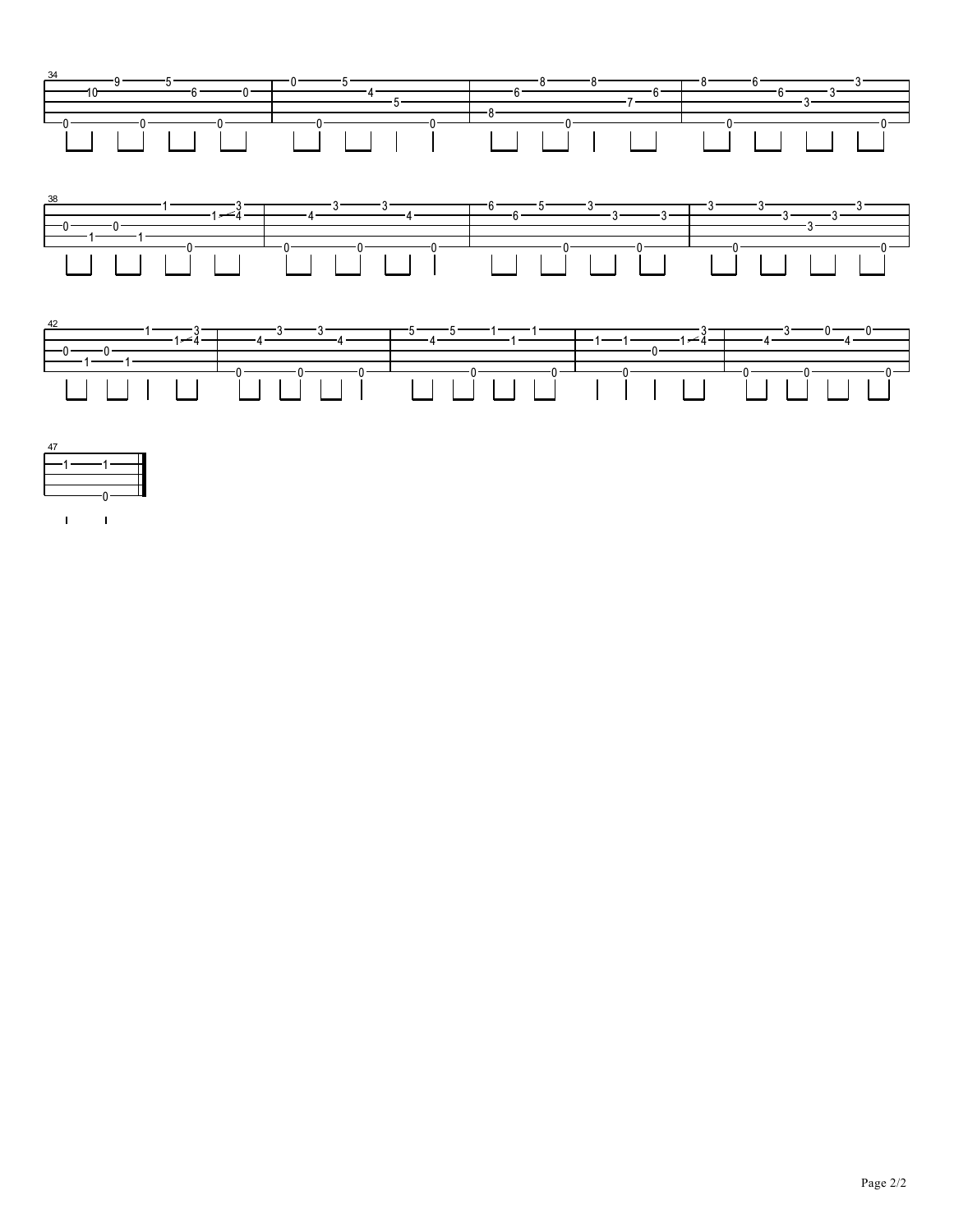```
34
e|-------9-----5-----------|-0--------5---------------|-------8------8--------|-8-----6---------------3---|
B|----10-----------6-----0-|-------------4------------|----6----------------6-|---------6-------3---------|
G|-------------------------|----------------5---------|-----------------7-----|---------------3-----------|
D|-------------------------|--------------------------|-8---------------------|---------------------------|
A|-------------------------|--------------------------|-----------------------|---------------------------|
E|-0--------0--------0-----|----0-----------------0---|----------0------------|-----0--------------------0|
```

```
38
e|--------------1--------3-|---------3--------3-------|-6-----5-----3-----------|-3-----3-------------3-----|
B|------------------1/4----|-----4-----------------4--|-----6--------------3---3|---------------3-----3-----|
G|-0-----0-----------------|--------------------------|-------------------------|-------------------3-------|
D|----1------1-------------|--------------------------|-------------------------|---------------------------|
A|-------------------------|--------------------------|-------------------------|---------------------------|
E|-----------------0-------|-0--------0--------0------|-----------0------0------|-----0--------------------0|
```

```
42
e|-------------1------3-|------3-----3----------|-5------5------1------1------|-----------------3-|-------3-----0-----0----|
B|-----------------1/4--|----4-----------4------|-----4------------1----------|-1----1-------1/4--|---4-----------4---------|
G|-0------0-------------|-----------------------|------------------------------|------------0-------|-------------------------|
D|----1------1----------|-----------------------|------------------------------|--------------------|-------------------------|
A|----------------------|-----------------------|------------------------------|--------------------|-------------------------|
E|----------------------|-0--------0--------0---|-------------0-------------0--|------0-------------|-0--------0------------0-|
```

```
47
e|----------||
B|-1-----1--||
G|----------||
D|----------||
A|----------||
E|-------0--||
```